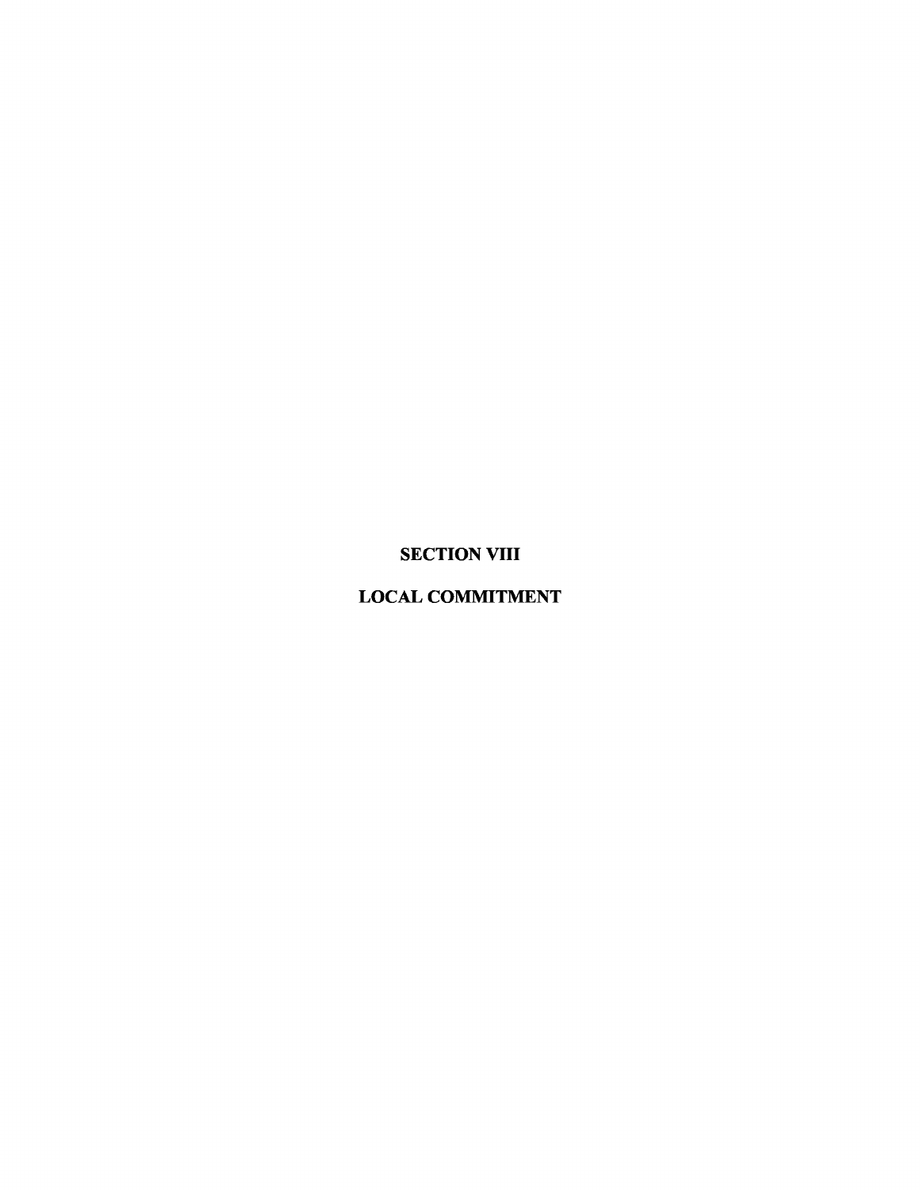# SECTION VIII

# LOCAL COMMITMENT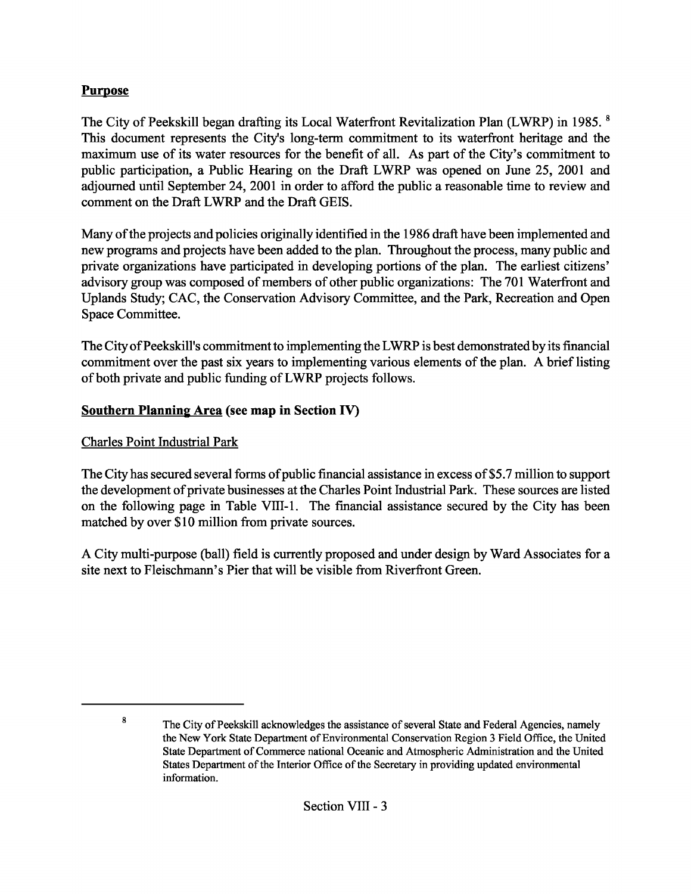## Purpose

The City of Peekskill began drafting its Local Waterfront Revitalization Plan (LWRP) in 1985. [8] This document represents the City's long-term commitment to its waterfront heritage and the maximum use of its water resources for the benefit of all. As part of the City's commitment to public participation, a Public Hearing on the Draft LWRP was opened on June 25, 2001 and adjourned until September 24, 2001 in order to afford the public a reasonable time to review and comment on the Draft LWRP and the Draft GEIS.

Many of the projects and policies originally identified in the 1986 draft have been implemented and new programs and projects have been added to the plan. Throughout the process, many public and private organizations have participated in developing portions of the plan. The earliest citizens' advisory group was composed of members of other public organizations: The 701 Waterfront and Uplands Study; CAC, the Conservation Advisory Committee, and the Park, Recreation and Open Space Committee.

The City of Peekskill's commitment to implementing the LWRP is best demonstrated by its financial commitment over the past six years to implementing various elements of the plan. A brief listing of both private and public funding of LWRP projects follows.

## Southern Planning Area (see map in Section IV)

### Charles Point Industrial Park

The City has secured several forms of public financial assistance in excess of $5.7 million to support the development of private businesses at the Charles Point Industrial Park. These sources are listed on the following page in Table VIII-1. The financial assistance secured by the City has been matched by over $10 million from private sources.

A City multi-purpose (ball) field is currently proposed and under design by Ward Associates for a site next to Fleischmann's Pier that will be visible from Riverfront Green.

---

[8] The City of Peekskill acknowledges the assistance of several State and Federal Agencies, namely the New York State Department of Environmental Conservation Region 3 Field Office, the United State Department of Commerce national Oceanic and Atmospheric Administration and the United States Department of the Interior Office of the Secretary in providing updated environmental information.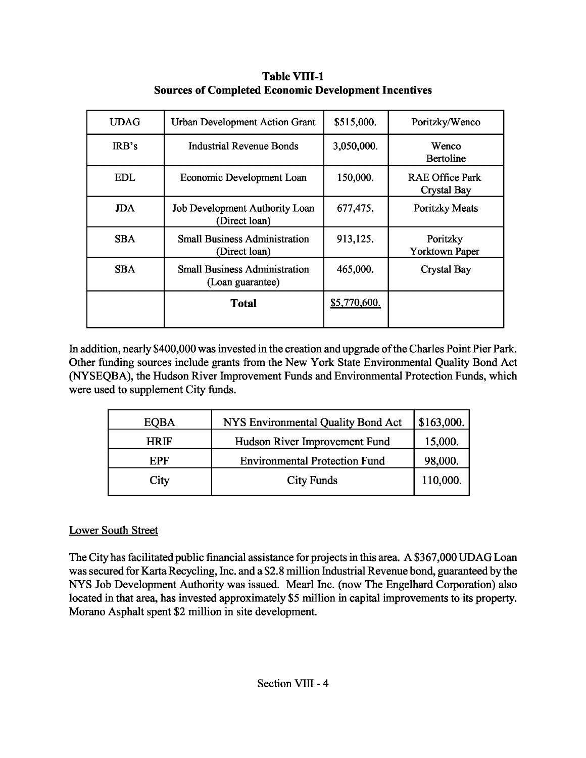**Table VIII-1**
**Sources of Completed Economic Development Incentives**

| | | | |
|---|---|---|---|
| UDAG | Urban Development Action Grant | $515,000. | Poritzky/Wenco |
| IRB's | Industrial Revenue Bonds | 3,050,000. | Wenco Bertoline |
| EDL | Economic Development Loan | 150,000. | RAE Office Park Crystal Bay |
| JDA | Job Development Authority Loan (Direct loan) | 677,475. | Poritzky Meats |
| SBA | Small Business Administration (Direct loan) | 913,125. | Poritzky Yorktown Paper |
| SBA | Small Business Administration (Loan guarantee) | 465,000. | Crystal Bay |
| | **Total** | $5,770,600. | |

In addition, nearly $400,000 was invested in the creation and upgrade of the Charles Point Pier Park. Other funding sources include grants from the New York State Environmental Quality Bond Act (NYSEQBA), the Hudson River Improvement Funds and Environmental Protection Funds, which were used to supplement City funds.

| | | |
|---|---|---|
| EQBA | NYS Environmental Quality Bond Act | $163,000. |
| HRIF | Hudson River Improvement Fund | 15,000. |
| EPF | Environmental Protection Fund | 98,000. |
| City | City Funds | 110,000. |

Lower South Street

The City has facilitated public financial assistance for projects in this area. A $367,000 UDAG Loan was secured for Karta Recycling, Inc. and a $2.8 million Industrial Revenue bond, guaranteed by the NYS Job Development Authority was issued. Mearl Inc. (now The Engelhard Corporation) also located in that area, has invested approximately $5 million in capital improvements to its property. Morano Asphalt spent $2 million in site development.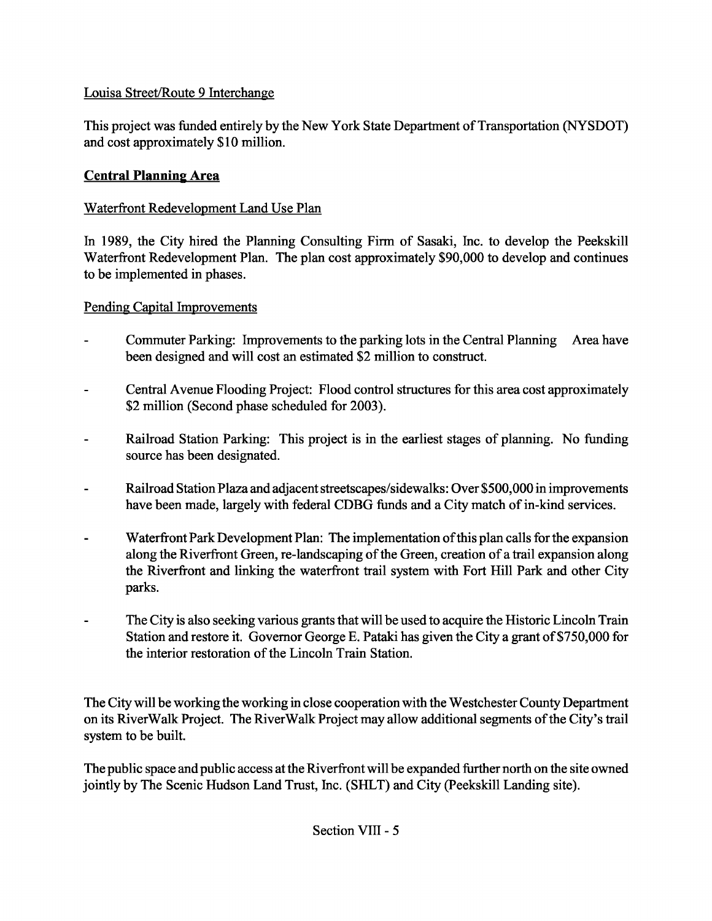Louisa Street/Route 9 Interchange

This project was funded entirely by the New York State Department of Transportation (NYSDOT) and cost approximately $10 million.

**Central Planning Area**

Waterfront Redevelopment Land Use Plan

In 1989, the City hired the Planning Consulting Firm of Sasaki, Inc. to develop the Peekskill Waterfront Redevelopment Plan. The plan cost approximately $90,000 to develop and continues to be implemented in phases.

Pending Capital Improvements

- Commuter Parking: Improvements to the parking lots in the Central Planning Area have been designed and will cost an estimated $2 million to construct.
- Central Avenue Flooding Project: Flood control structures for this area cost approximately $2 million (Second phase scheduled for 2003).
- Railroad Station Parking: This project is in the earliest stages of planning. No funding source has been designated.
- Railroad Station Plaza and adjacent streetscapes/sidewalks: Over $500,000 in improvements have been made, largely with federal CDBG funds and a City match of in-kind services.
- Waterfront Park Development Plan: The implementation of this plan calls for the expansion along the Riverfront Green, re-landscaping of the Green, creation of a trail expansion along the Riverfront and linking the waterfront trail system with Fort Hill Park and other City parks.
- The City is also seeking various grants that will be used to acquire the Historic Lincoln Train Station and restore it. Governor George E. Pataki has given the City a grant of $750,000 for the interior restoration of the Lincoln Train Station.

The City will be working the working in close cooperation with the Westchester County Department on its RiverWalk Project. The RiverWalk Project may allow additional segments of the City's trail system to be built.

The public space and public access at the Riverfront will be expanded further north on the site owned jointly by The Scenic Hudson Land Trust, Inc. (SHLT) and City (Peekskill Landing site).

Section VIII - 5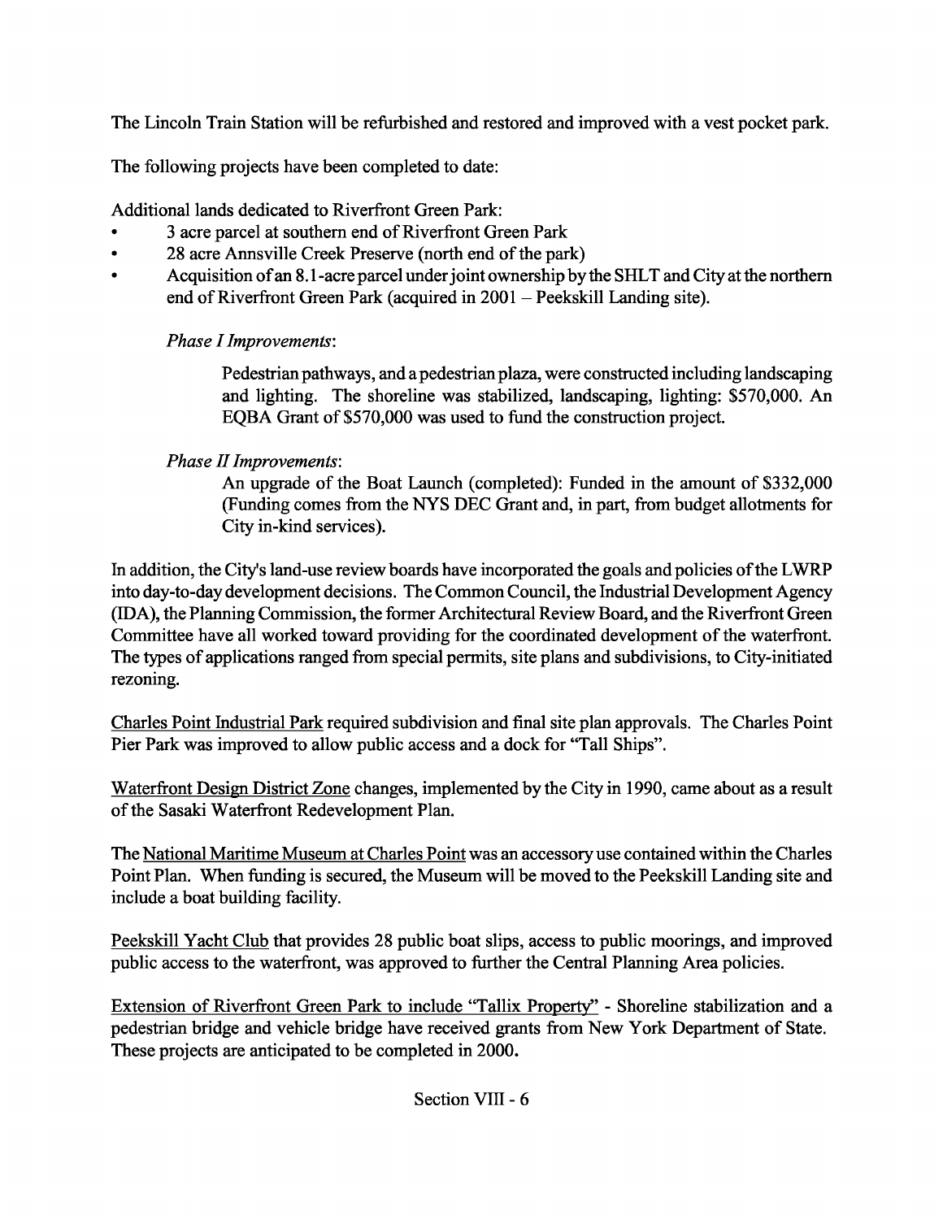The Lincoln Train Station will be refurbished and restored and improved with a vest pocket park.

The following projects have been completed to date:

Additional lands dedicated to Riverfront Green Park:

- 3 acre parcel at southern end of Riverfront Green Park
- 28 acre Annsville Creek Preserve (north end of the park)
- Acquisition of an 8.1-acre parcel under joint ownership by the SHLT and City at the northern end of Riverfront Green Park (acquired in 2001 – Peekskill Landing site).

*Phase I Improvements*:

Pedestrian pathways, and a pedestrian plaza, were constructed including landscaping and lighting. The shoreline was stabilized, landscaping, lighting: $570,000. An EQBA Grant of $570,000 was used to fund the construction project.

*Phase II Improvements*:

An upgrade of the Boat Launch (completed): Funded in the amount of $332,000 (Funding comes from the NYS DEC Grant and, in part, from budget allotments for City in-kind services).

In addition, the City's land-use review boards have incorporated the goals and policies of the LWRP into day-to-day development decisions. The Common Council, the Industrial Development Agency (IDA), the Planning Commission, the former Architectural Review Board, and the Riverfront Green Committee have all worked toward providing for the coordinated development of the waterfront. The types of applications ranged from special permits, site plans and subdivisions, to City-initiated rezoning.

<u>Charles Point Industrial Park</u> required subdivision and final site plan approvals. The Charles Point Pier Park was improved to allow public access and a dock for "Tall Ships".

<u>Waterfront Design District Zone</u> changes, implemented by the City in 1990, came about as a result of the Sasaki Waterfront Redevelopment Plan.

The <u>National Maritime Museum at Charles Point</u> was an accessory use contained within the Charles Point Plan. When funding is secured, the Museum will be moved to the Peekskill Landing site and include a boat building facility.

<u>Peekskill Yacht Club</u> that provides 28 public boat slips, access to public moorings, and improved public access to the waterfront, was approved to further the Central Planning Area policies.

<u>Extension of Riverfront Green Park to include "Tallix Property"</u> - Shoreline stabilization and a pedestrian bridge and vehicle bridge have received grants from New York Department of State. These projects are anticipated to be completed in 2000.